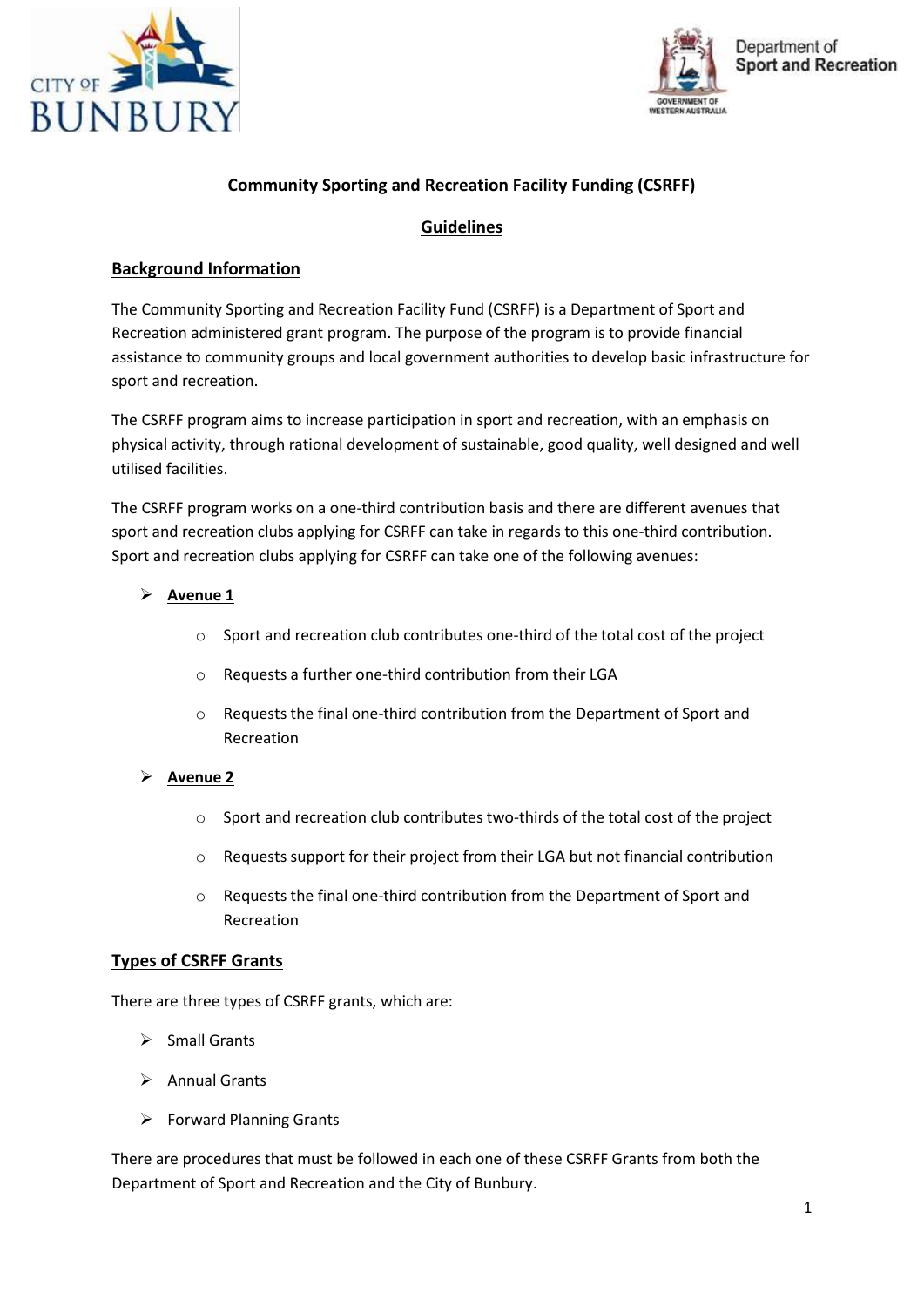# Community Sporting and Recreation Facility Funding (CSRFF)

## Guidelines

### Background Information

The Community Sporting and Recreation Facility Fund (CSRFF) is a Department of Sport and Recreation administered grant program. The purpose of the program is to provide financial assistance to community groups and local government authorities to develop basic infrastructure for sport and recreation.

The CSRFF program aims to increase participation in sport and recreation, with an emphasis on physical activity, through rational development of sustainable, good quality, well designed and well utilised facilities.

The CSRFF program works on a one-third contribution basis and there are different avenues that sport and recreation clubs applying for CSRFF can take in regards to this one-third contribution. Sport and recreation clubs applying for CSRFF can take one of the following avenues:

- **Avenue 1**
  - Sport and recreation club contributes one-third of the total cost of the project
  - Requests a further one-third contribution from their LGA
  - Requests the final one-third contribution from the Department of Sport and Recreation
- **Avenue 2**
  - Sport and recreation club contributes two-thirds of the total cost of the project
  - Requests support for their project from their LGA but not financial contribution
  - Requests the final one-third contribution from the Department of Sport and Recreation

### Types of CSRFF Grants

There are three types of CSRFF grants, which are:

- Small Grants
- Annual Grants
- Forward Planning Grants

There are procedures that must be followed in each one of these CSRFF Grants from both the Department of Sport and Recreation and the City of Bunbury.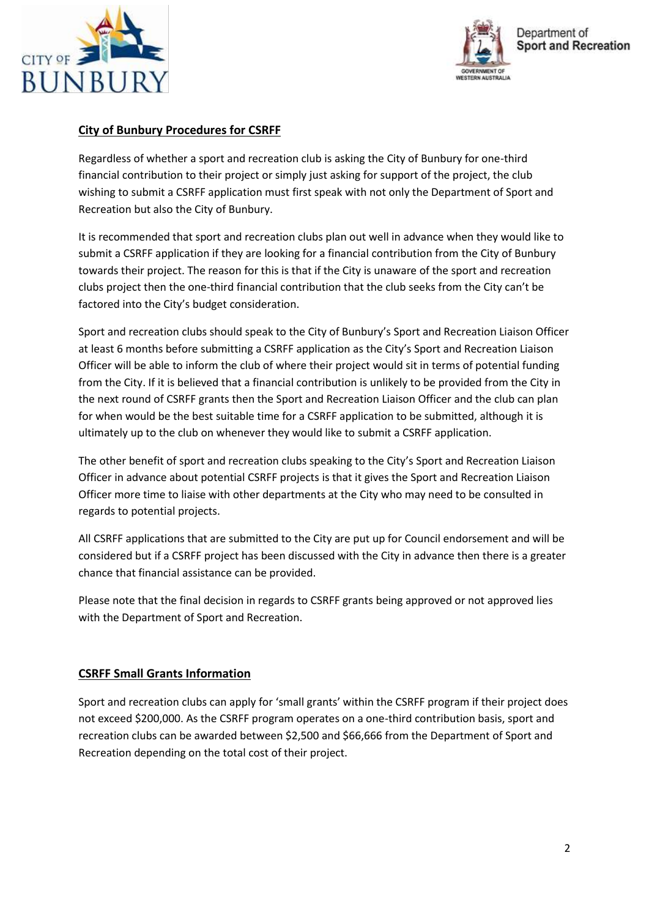## City of Bunbury Procedures for CSRFF

Regardless of whether a sport and recreation club is asking the City of Bunbury for one-third financial contribution to their project or simply just asking for support of the project, the club wishing to submit a CSRFF application must first speak with not only the Department of Sport and Recreation but also the City of Bunbury.

It is recommended that sport and recreation clubs plan out well in advance when they would like to submit a CSRFF application if they are looking for a financial contribution from the City of Bunbury towards their project. The reason for this is that if the City is unaware of the sport and recreation clubs project then the one-third financial contribution that the club seeks from the City can't be factored into the City's budget consideration.

Sport and recreation clubs should speak to the City of Bunbury's Sport and Recreation Liaison Officer at least 6 months before submitting a CSRFF application as the City's Sport and Recreation Liaison Officer will be able to inform the club of where their project would sit in terms of potential funding from the City. If it is believed that a financial contribution is unlikely to be provided from the City in the next round of CSRFF grants then the Sport and Recreation Liaison Officer and the club can plan for when would be the best suitable time for a CSRFF application to be submitted, although it is ultimately up to the club on whenever they would like to submit a CSRFF application.

The other benefit of sport and recreation clubs speaking to the City's Sport and Recreation Liaison Officer in advance about potential CSRFF projects is that it gives the Sport and Recreation Liaison Officer more time to liaise with other departments at the City who may need to be consulted in regards to potential projects.

All CSRFF applications that are submitted to the City are put up for Council endorsement and will be considered but if a CSRFF project has been discussed with the City in advance then there is a greater chance that financial assistance can be provided.

Please note that the final decision in regards to CSRFF grants being approved or not approved lies with the Department of Sport and Recreation.

## CSRFF Small Grants Information

Sport and recreation clubs can apply for 'small grants' within the CSRFF program if their project does not exceed $200,000. As the CSRFF program operates on a one-third contribution basis, sport and recreation clubs can be awarded between $2,500 and $66,666 from the Department of Sport and Recreation depending on the total cost of their project.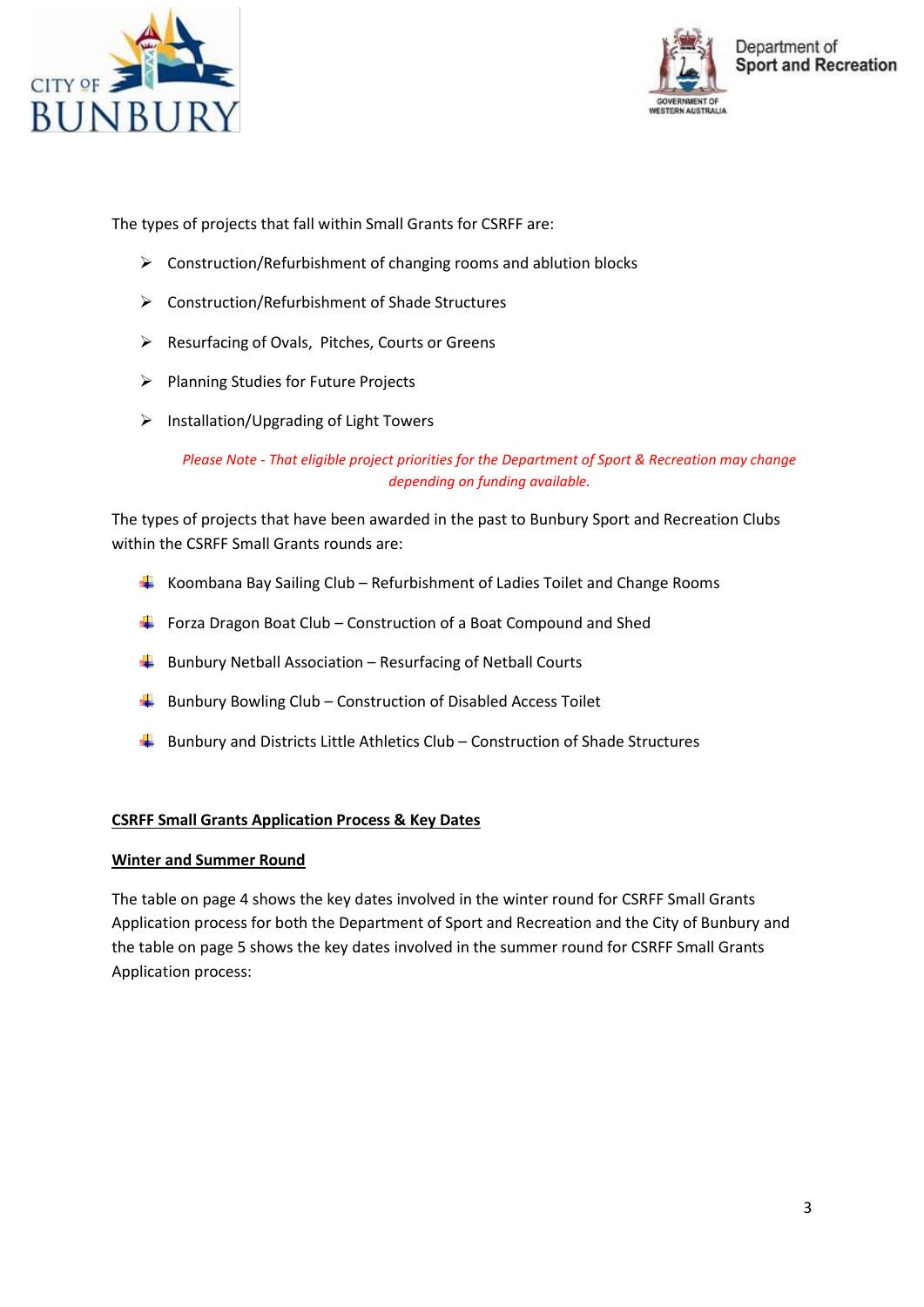The types of projects that fall within Small Grants for CSRFF are:

- Construction/Refurbishment of changing rooms and ablution blocks
- Construction/Refurbishment of Shade Structures
- Resurfacing of Ovals, Pitches, Courts or Greens
- Planning Studies for Future Projects
- Installation/Upgrading of Light Towers

*Please Note - That eligible project priorities for the Department of Sport & Recreation may change depending on funding available.*

The types of projects that have been awarded in the past to Bunbury Sport and Recreation Clubs within the CSRFF Small Grants rounds are:

- Koombana Bay Sailing Club – Refurbishment of Ladies Toilet and Change Rooms
- Forza Dragon Boat Club – Construction of a Boat Compound and Shed
- Bunbury Netball Association – Resurfacing of Netball Courts
- Bunbury Bowling Club – Construction of Disabled Access Toilet
- Bunbury and Districts Little Athletics Club – Construction of Shade Structures

**CSRFF Small Grants Application Process & Key Dates**

**Winter and Summer Round**

The table on page 4 shows the key dates involved in the winter round for CSRFF Small Grants Application process for both the Department of Sport and Recreation and the City of Bunbury and the table on page 5 shows the key dates involved in the summer round for CSRFF Small Grants Application process: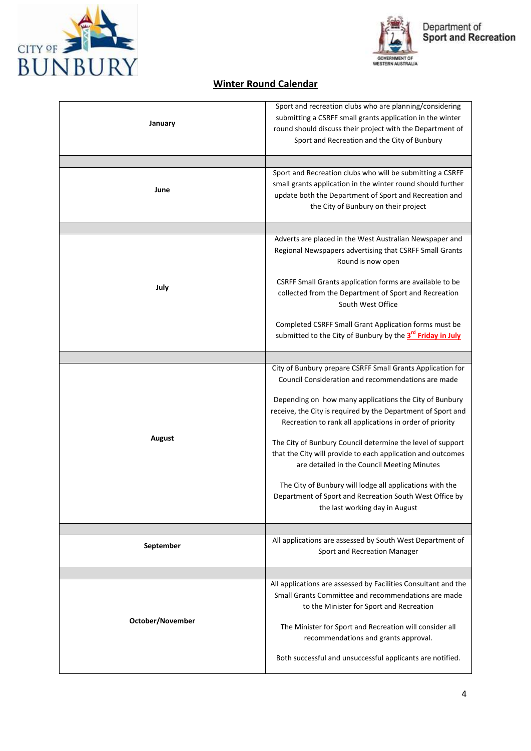## Winter Round Calendar

| | |
|---|---|
| **January** | Sport and recreation clubs who are planning/considering submitting a CSRFF small grants application in the winter round should discuss their project with the Department of Sport and Recreation and the City of Bunbury |
| | |
| **June** | Sport and Recreation clubs who will be submitting a CSRFF small grants application in the winter round should further update both the Department of Sport and Recreation and the City of Bunbury on their project |
| | |
| **July** | Adverts are placed in the West Australian Newspaper and Regional Newspapers advertising that CSRFF Small Grants Round is now open<br><br>CSRFF Small Grants application forms are available to be collected from the Department of Sport and Recreation South West Office<br><br>Completed CSRFF Small Grant Application forms must be submitted to the City of Bunbury by the **3rd Friday in July** |
| | |
| **August** | City of Bunbury prepare CSRFF Small Grants Application for Council Consideration and recommendations are made<br><br>Depending on how many applications the City of Bunbury receive, the City is required by the Department of Sport and Recreation to rank all applications in order of priority<br><br>The City of Bunbury Council determine the level of support that the City will provide to each application and outcomes are detailed in the Council Meeting Minutes<br><br>The City of Bunbury will lodge all applications with the Department of Sport and Recreation South West Office by the last working day in August |
| | |
| **September** | All applications are assessed by South West Department of Sport and Recreation Manager |
| | |
| **October/November** | All applications are assessed by Facilities Consultant and the Small Grants Committee and recommendations are made to the Minister for Sport and Recreation<br><br>The Minister for Sport and Recreation will consider all recommendations and grants approval.<br><br>Both successful and unsuccessful applicants are notified. |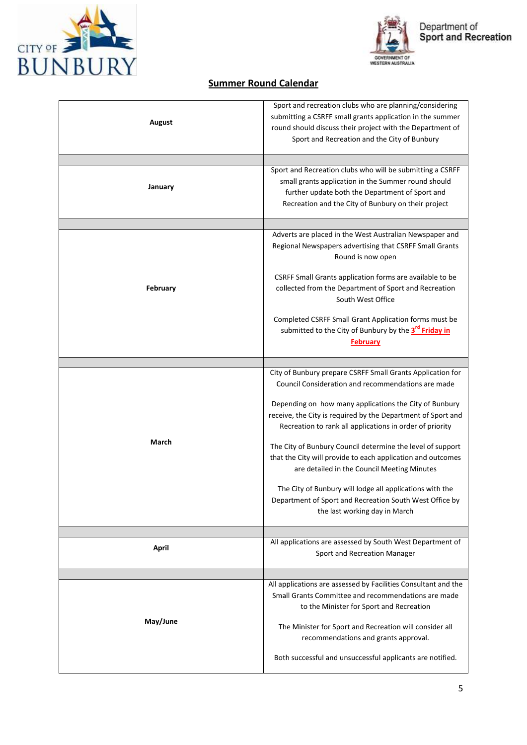## Summer Round Calendar

| | |
|---|---|
| **August** | Sport and recreation clubs who are planning/considering submitting a CSRFF small grants application in the summer round should discuss their project with the Department of Sport and Recreation and the City of Bunbury |
| | |
| **January** | Sport and Recreation clubs who will be submitting a CSRFF small grants application in the Summer round should further update both the Department of Sport and Recreation and the City of Bunbury on their project |
| | |
| **February** | Adverts are placed in the West Australian Newspaper and Regional Newspapers advertising that CSRFF Small Grants Round is now open<br><br>CSRFF Small Grants application forms are available to be collected from the Department of Sport and Recreation South West Office<br><br>Completed CSRFF Small Grant Application forms must be submitted to the City of Bunbury by the **3rd Friday in February** |
| | |
| **March** | City of Bunbury prepare CSRFF Small Grants Application for Council Consideration and recommendations are made<br><br>Depending on how many applications the City of Bunbury receive, the City is required by the Department of Sport and Recreation to rank all applications in order of priority<br><br>The City of Bunbury Council determine the level of support that the City will provide to each application and outcomes are detailed in the Council Meeting Minutes<br><br>The City of Bunbury will lodge all applications with the Department of Sport and Recreation South West Office by the last working day in March |
| | |
| **April** | All applications are assessed by South West Department of Sport and Recreation Manager |
| | |
| **May/June** | All applications are assessed by Facilities Consultant and the Small Grants Committee and recommendations are made to the Minister for Sport and Recreation<br><br>The Minister for Sport and Recreation will consider all recommendations and grants approval.<br><br>Both successful and unsuccessful applicants are notified. |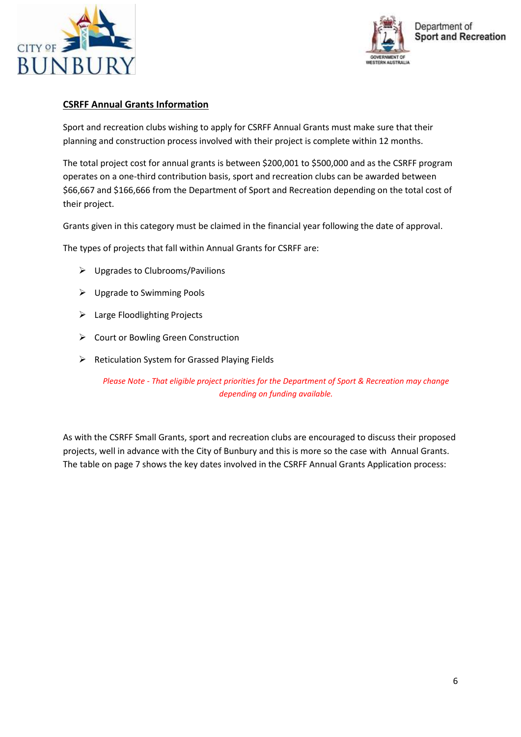## CSRFF Annual Grants Information

Sport and recreation clubs wishing to apply for CSRFF Annual Grants must make sure that their planning and construction process involved with their project is complete within 12 months.

The total project cost for annual grants is between $200,001 to $500,000 and as the CSRFF program operates on a one-third contribution basis, sport and recreation clubs can be awarded between $66,667 and $166,666 from the Department of Sport and Recreation depending on the total cost of their project.

Grants given in this category must be claimed in the financial year following the date of approval.

The types of projects that fall within Annual Grants for CSRFF are:

- Upgrades to Clubrooms/Pavilions
- Upgrade to Swimming Pools
- Large Floodlighting Projects
- Court or Bowling Green Construction
- Reticulation System for Grassed Playing Fields

*Please Note - That eligible project priorities for the Department of Sport & Recreation may change depending on funding available.*

As with the CSRFF Small Grants, sport and recreation clubs are encouraged to discuss their proposed projects, well in advance with the City of Bunbury and this is more so the case with Annual Grants. The table on page 7 shows the key dates involved in the CSRFF Annual Grants Application process: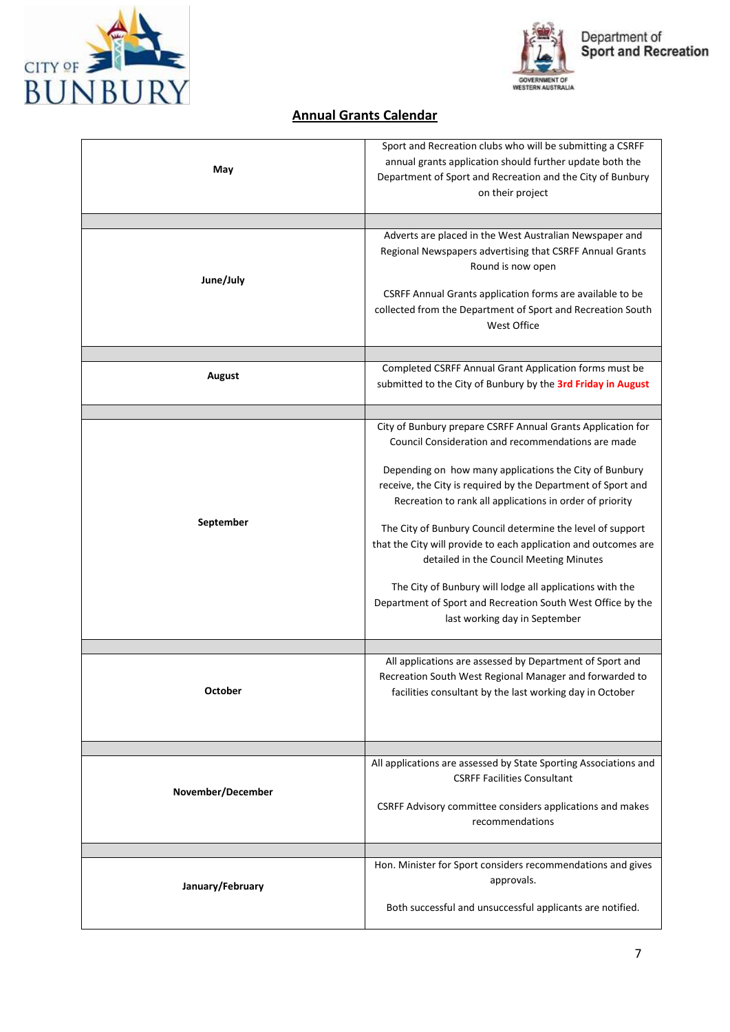## Annual Grants Calendar

| | |
|---|---|
| **May** | Sport and Recreation clubs who will be submitting a CSRFF annual grants application should further update both the Department of Sport and Recreation and the City of Bunbury on their project |
| | |
| **June/July** | Adverts are placed in the West Australian Newspaper and Regional Newspapers advertising that CSRFF Annual Grants Round is now open<br><br>CSRFF Annual Grants application forms are available to be collected from the Department of Sport and Recreation South West Office |
| | |
| **August** | Completed CSRFF Annual Grant Application forms must be submitted to the City of Bunbury by the **3rd Friday in August** |
| | |
| **September** | City of Bunbury prepare CSRFF Annual Grants Application for Council Consideration and recommendations are made<br><br>Depending on how many applications the City of Bunbury receive, the City is required by the Department of Sport and Recreation to rank all applications in order of priority<br><br>The City of Bunbury Council determine the level of support that the City will provide to each application and outcomes are detailed in the Council Meeting Minutes<br><br>The City of Bunbury will lodge all applications with the Department of Sport and Recreation South West Office by the last working day in September |
| | |
| **October** | All applications are assessed by Department of Sport and Recreation South West Regional Manager and forwarded to facilities consultant by the last working day in October |
| | |
| **November/December** | All applications are assessed by State Sporting Associations and CSRFF Facilities Consultant<br><br>CSRFF Advisory committee considers applications and makes recommendations |
| | |
| **January/February** | Hon. Minister for Sport considers recommendations and gives approvals.<br><br>Both successful and unsuccessful applicants are notified. |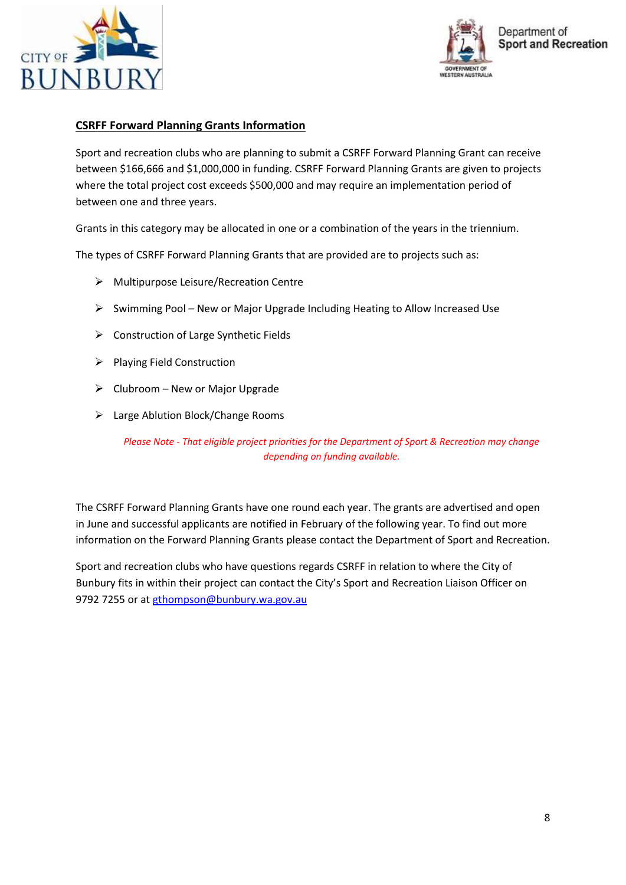**CSRFF Forward Planning Grants Information**

Sport and recreation clubs who are planning to submit a CSRFF Forward Planning Grant can receive between $166,666 and $1,000,000 in funding. CSRFF Forward Planning Grants are given to projects where the total project cost exceeds $500,000 and may require an implementation period of between one and three years.

Grants in this category may be allocated in one or a combination of the years in the triennium.

The types of CSRFF Forward Planning Grants that are provided are to projects such as:

- Multipurpose Leisure/Recreation Centre
- Swimming Pool – New or Major Upgrade Including Heating to Allow Increased Use
- Construction of Large Synthetic Fields
- Playing Field Construction
- Clubroom – New or Major Upgrade
- Large Ablution Block/Change Rooms

*Please Note - That eligible project priorities for the Department of Sport & Recreation may change depending on funding available.*

The CSRFF Forward Planning Grants have one round each year. The grants are advertised and open in June and successful applicants are notified in February of the following year. To find out more information on the Forward Planning Grants please contact the Department of Sport and Recreation.

Sport and recreation clubs who have questions regards CSRFF in relation to where the City of Bunbury fits in within their project can contact the City's Sport and Recreation Liaison Officer on 9792 7255 or at gthompson@bunbury.wa.gov.au